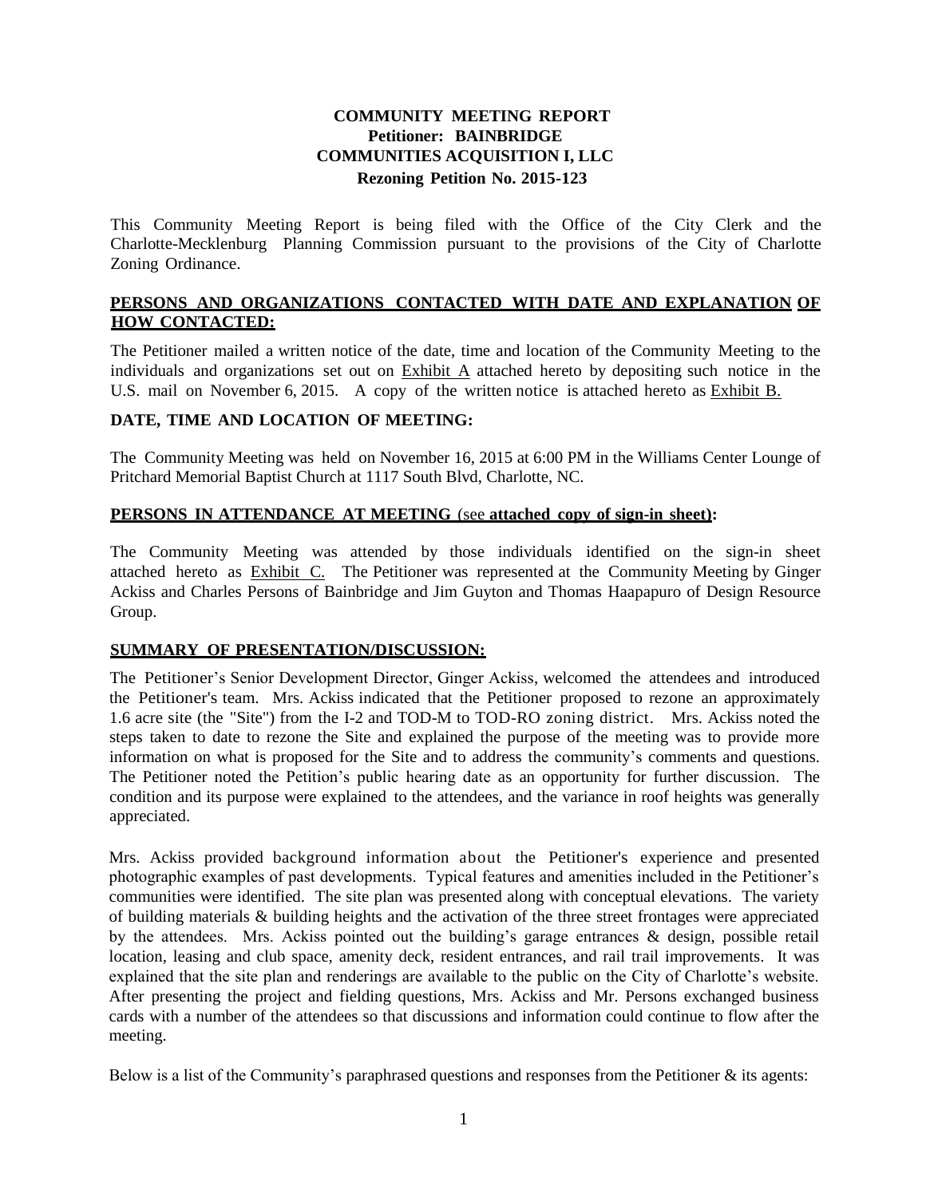**COMMUNITY MEETING REPORT**
**Petitioner: BAINBRIDGE COMMUNITIES ACQUISITION I, LLC**
**Rezoning Petition No. 2015-123**

This Community Meeting Report is being filed with the Office of the City Clerk and the Charlotte-Mecklenburg Planning Commission pursuant to the provisions of the City of Charlotte Zoning Ordinance.

**PERSONS AND ORGANIZATIONS CONTACTED WITH DATE AND EXPLANATION OF HOW CONTACTED:**

The Petitioner mailed a written notice of the date, time and location of the Community Meeting to the individuals and organizations set out on Exhibit A attached hereto by depositing such notice in the U.S. mail on November 6, 2015. A copy of the written notice is attached hereto as Exhibit B.

**DATE, TIME AND LOCATION OF MEETING:**

The Community Meeting was held on November 16, 2015 at 6:00 PM in the Williams Center Lounge of Pritchard Memorial Baptist Church at 1117 South Blvd, Charlotte, NC.

**PERSONS IN ATTENDANCE AT MEETING** (see **attached copy of sign-in sheet)**:

The Community Meeting was attended by those individuals identified on the sign-in sheet attached hereto as Exhibit C. The Petitioner was represented at the Community Meeting by Ginger Ackiss and Charles Persons of Bainbridge and Jim Guyton and Thomas Haapapuro of Design Resource Group.

**SUMMARY OF PRESENTATION/DISCUSSION:**

The Petitioner's Senior Development Director, Ginger Ackiss, welcomed the attendees and introduced the Petitioner's team. Mrs. Ackiss indicated that the Petitioner proposed to rezone an approximately 1.6 acre site (the "Site") from the I-2 and TOD-M to TOD-RO zoning district. Mrs. Ackiss noted the steps taken to date to rezone the Site and explained the purpose of the meeting was to provide more information on what is proposed for the Site and to address the community's comments and questions. The Petitioner noted the Petition's public hearing date as an opportunity for further discussion. The condition and its purpose were explained to the attendees, and the variance in roof heights was generally appreciated.

Mrs. Ackiss provided background information about the Petitioner's experience and presented photographic examples of past developments. Typical features and amenities included in the Petitioner's communities were identified. The site plan was presented along with conceptual elevations. The variety of building materials & building heights and the activation of the three street frontages were appreciated by the attendees. Mrs. Ackiss pointed out the building's garage entrances & design, possible retail location, leasing and club space, amenity deck, resident entrances, and rail trail improvements. It was explained that the site plan and renderings are available to the public on the City of Charlotte's website. After presenting the project and fielding questions, Mrs. Ackiss and Mr. Persons exchanged business cards with a number of the attendees so that discussions and information could continue to flow after the meeting.

Below is a list of the Community's paraphrased questions and responses from the Petitioner & its agents: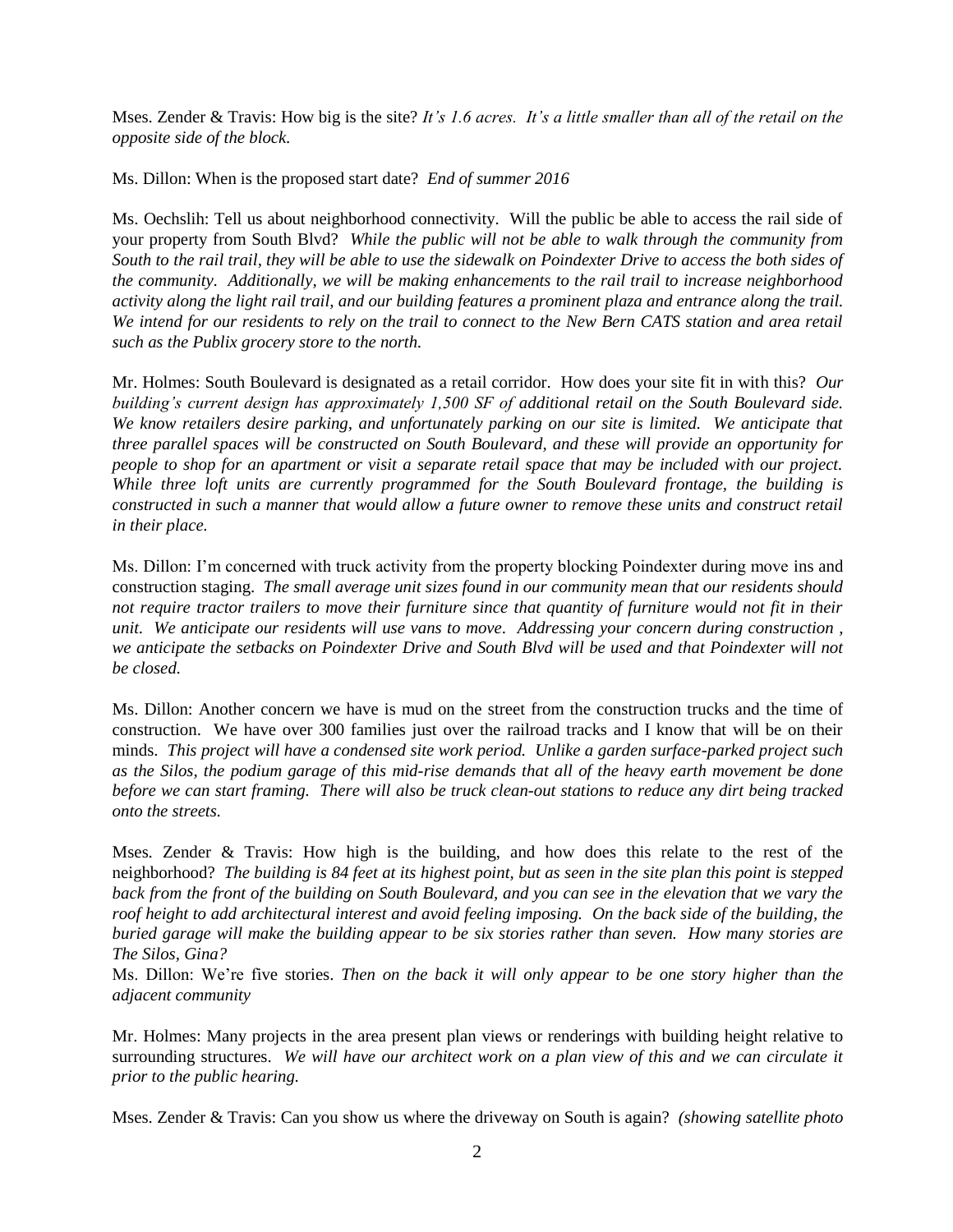Mses. Zender & Travis: How big is the site? *It's 1.6 acres. It's a little smaller than all of the retail on the opposite side of the block.*

Ms. Dillon: When is the proposed start date? *End of summer 2016*

Ms. Oechslih: Tell us about neighborhood connectivity. Will the public be able to access the rail side of your property from South Blvd? *While the public will not be able to walk through the community from South to the rail trail, they will be able to use the sidewalk on Poindexter Drive to access the both sides of the community. Additionally, we will be making enhancements to the rail trail to increase neighborhood activity along the light rail trail, and our building features a prominent plaza and entrance along the trail. We intend for our residents to rely on the trail to connect to the New Bern CATS station and area retail such as the Publix grocery store to the north.*

Mr. Holmes: South Boulevard is designated as a retail corridor. How does your site fit in with this? *Our building's current design has approximately 1,500 SF of additional retail on the South Boulevard side. We know retailers desire parking, and unfortunately parking on our site is limited. We anticipate that three parallel spaces will be constructed on South Boulevard, and these will provide an opportunity for people to shop for an apartment or visit a separate retail space that may be included with our project. While three loft units are currently programmed for the South Boulevard frontage, the building is constructed in such a manner that would allow a future owner to remove these units and construct retail in their place.*

Ms. Dillon: I'm concerned with truck activity from the property blocking Poindexter during move ins and construction staging. *The small average unit sizes found in our community mean that our residents should not require tractor trailers to move their furniture since that quantity of furniture would not fit in their unit. We anticipate our residents will use vans to move. Addressing your concern during construction , we anticipate the setbacks on Poindexter Drive and South Blvd will be used and that Poindexter will not be closed.*

Ms. Dillon: Another concern we have is mud on the street from the construction trucks and the time of construction. We have over 300 families just over the railroad tracks and I know that will be on their minds. *This project will have a condensed site work period. Unlike a garden surface-parked project such as the Silos, the podium garage of this mid-rise demands that all of the heavy earth movement be done before we can start framing. There will also be truck clean-out stations to reduce any dirt being tracked onto the streets.*

Mses. Zender & Travis: How high is the building, and how does this relate to the rest of the neighborhood? *The building is 84 feet at its highest point, but as seen in the site plan this point is stepped back from the front of the building on South Boulevard, and you can see in the elevation that we vary the roof height to add architectural interest and avoid feeling imposing. On the back side of the building, the buried garage will make the building appear to be six stories rather than seven. How many stories are The Silos, Gina?*

Ms. Dillon: We're five stories. *Then on the back it will only appear to be one story higher than the adjacent community*

Mr. Holmes: Many projects in the area present plan views or renderings with building height relative to surrounding structures. *We will have our architect work on a plan view of this and we can circulate it prior to the public hearing.*

Mses. Zender & Travis: Can you show us where the driveway on South is again? *(showing satellite photo*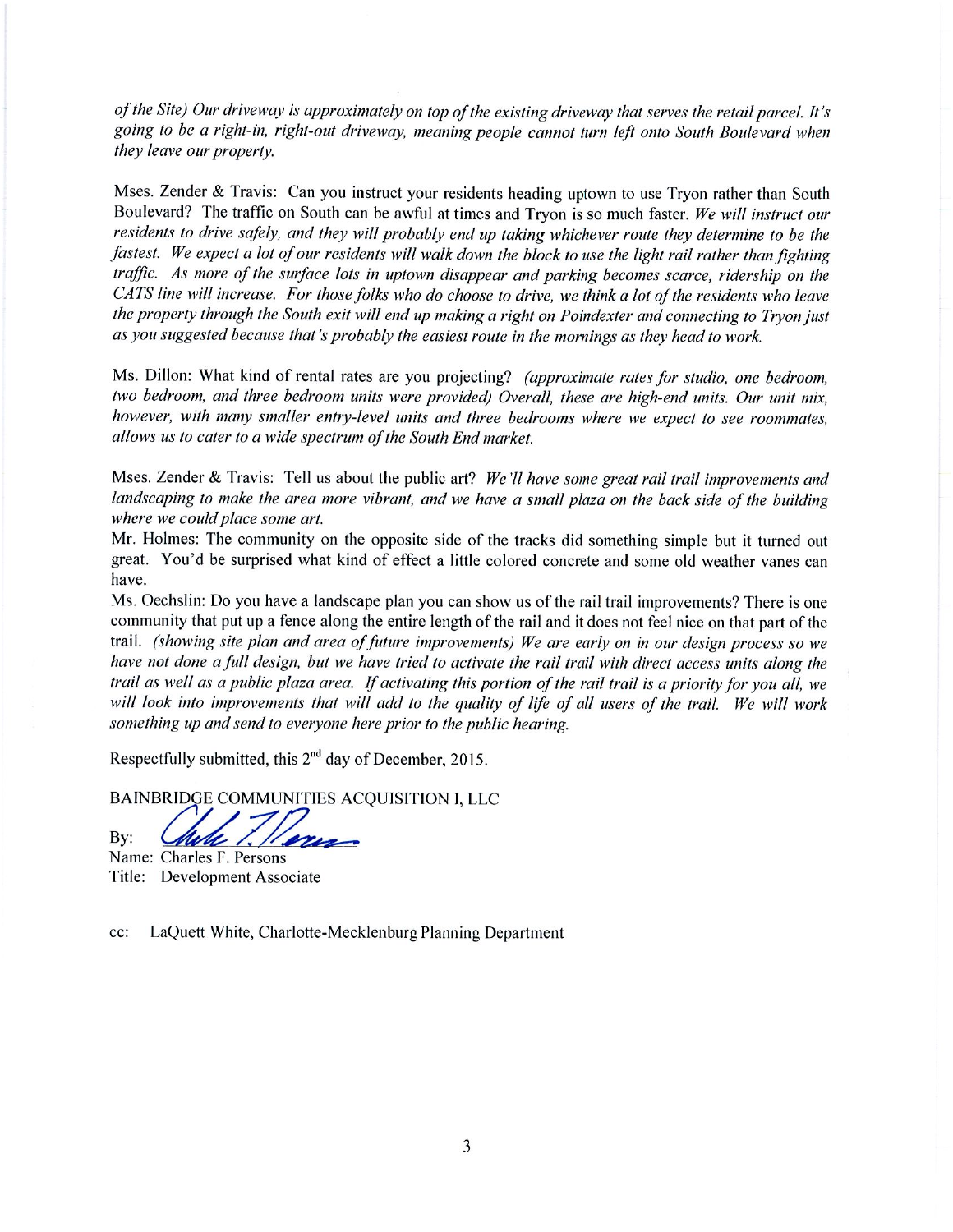*of the Site) Our driveway is approximately on top of the existing driveway that serves the retail parcel. It's going to be a right-in, right-out driveway, meaning people cannot turn left onto South Boulevard when they leave our property.*

Mses. Zender & Travis: Can you instruct your residents heading uptown to use Tryon rather than South Boulevard? The traffic on South can be awful at times and Tryon is so much faster. *We will instruct our residents to drive safely, and they will probably end up taking whichever route they determine to be the fastest. We expect a lot of our residents will walk down the block to use the light rail rather than fighting traffic. As more of the surface lots in uptown disappear and parking becomes scarce, ridership on the CATS line will increase. For those folks who do choose to drive, we think a lot of the residents who leave the property through the South exit will end up making a right on Poindexter and connecting to Tryon just as you suggested because that's probably the easiest route in the mornings as they head to work.*

Ms. Dillon: What kind of rental rates are you projecting? *(approximate rates for studio, one bedroom, two bedroom, and three bedroom units were provided) Overall, these are high-end units. Our unit mix, however, with many smaller entry-level units and three bedrooms where we expect to see roommates, allows us to cater to a wide spectrum of the South End market.*

Mses. Zender & Travis: Tell us about the public art? *We'll have some great rail trail improvements and landscaping to make the area more vibrant, and we have a small plaza on the back side of the building where we could place some art.*

Mr. Holmes: The community on the opposite side of the tracks did something simple but it turned out great. You'd be surprised what kind of effect a little colored concrete and some old weather vanes can have.

Ms. Oechslin: Do you have a landscape plan you can show us of the rail trail improvements? There is one community that put up a fence along the entire length of the rail and it does not feel nice on that part of the trail. *(showing site plan and area of future improvements) We are early on in our design process so we have not done a full design, but we have tried to activate the rail trail with direct access units along the trail as well as a public plaza area. If activating this portion of the rail trail is a priority for you all, we will look into improvements that will add to the quality of life of all users of the trail. We will work something up and send to everyone here prior to the public hearing.*

Respectfully submitted, this 2nd day of December, 2015.

BAINBRIDGE COMMUNITIES ACQUISITION I, LLC

By: [signature]

Name: Charles F. Persons

Title: Development Associate

cc: LaQuett White, Charlotte-Mecklenburg Planning Department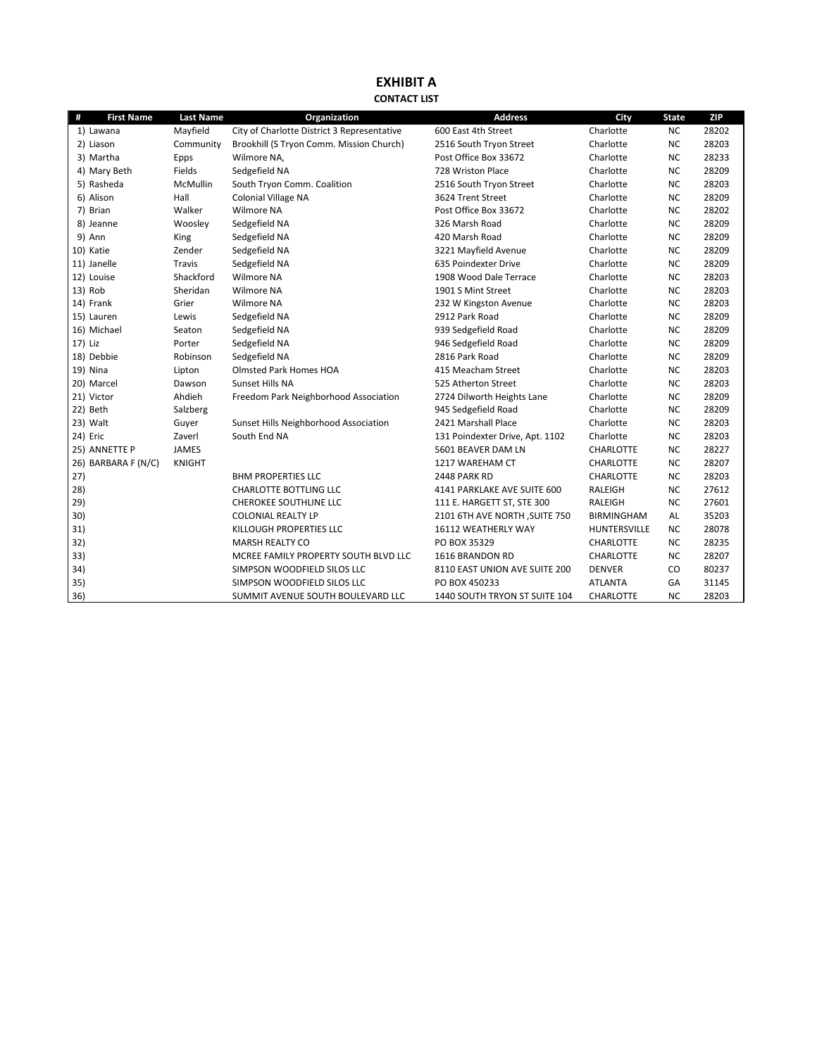# EXHIBIT A

### CONTACT LIST

| # | First Name | Last Name | Organization | Address | City | State | ZIP |
|---|---|---|---|---|---|---|---|
| 1) | Lawana | Mayfield | City of Charlotte District 3 Representative | 600 East 4th Street | Charlotte | NC | 28202 |
| 2) | Liason | Community | Brookhill (S Tryon Comm. Mission Church) | 2516 South Tryon Street | Charlotte | NC | 28203 |
| 3) | Martha | Epps | Wilmore NA, | Post Office Box 33672 | Charlotte | NC | 28233 |
| 4) | Mary Beth | Fields | Sedgefield NA | 728 Wriston Place | Charlotte | NC | 28209 |
| 5) | Rasheda | McMullin | South Tryon Comm. Coalition | 2516 South Tryon Street | Charlotte | NC | 28203 |
| 6) | Alison | Hall | Colonial Village NA | 3624 Trent Street | Charlotte | NC | 28209 |
| 7) | Brian | Walker | Wilmore NA | Post Office Box 33672 | Charlotte | NC | 28202 |
| 8) | Jeanne | Woosley | Sedgefield NA | 326 Marsh Road | Charlotte | NC | 28209 |
| 9) | Ann | King | Sedgefield NA | 420 Marsh Road | Charlotte | NC | 28209 |
| 10) | Katie | Zender | Sedgefield NA | 3221 Mayfield Avenue | Charlotte | NC | 28209 |
| 11) | Janelle | Travis | Sedgefield NA | 635 Poindexter Drive | Charlotte | NC | 28209 |
| 12) | Louise | Shackford | Wilmore NA | 1908 Wood Dale Terrace | Charlotte | NC | 28203 |
| 13) | Rob | Sheridan | Wilmore NA | 1901 S Mint Street | Charlotte | NC | 28203 |
| 14) | Frank | Grier | Wilmore NA | 232 W Kingston Avenue | Charlotte | NC | 28203 |
| 15) | Lauren | Lewis | Sedgefield NA | 2912 Park Road | Charlotte | NC | 28209 |
| 16) | Michael | Seaton | Sedgefield NA | 939 Sedgefield Road | Charlotte | NC | 28209 |
| 17) | Liz | Porter | Sedgefield NA | 946 Sedgefield Road | Charlotte | NC | 28209 |
| 18) | Debbie | Robinson | Sedgefield NA | 2816 Park Road | Charlotte | NC | 28209 |
| 19) | Nina | Lipton | Olmsted Park Homes HOA | 415 Meacham Street | Charlotte | NC | 28203 |
| 20) | Marcel | Dawson | Sunset Hills NA | 525 Atherton Street | Charlotte | NC | 28203 |
| 21) | Victor | Ahdieh | Freedom Park Neighborhood Association | 2724 Dilworth Heights Lane | Charlotte | NC | 28209 |
| 22) | Beth | Salzberg | | 945 Sedgefield Road | Charlotte | NC | 28209 |
| 23) | Walt | Guyer | Sunset Hills Neighborhood Association | 2421 Marshall Place | Charlotte | NC | 28203 |
| 24) | Eric | Zaverl | South End NA | 131 Poindexter Drive, Apt. 1102 | Charlotte | NC | 28203 |
| 25) | ANNETTE P | JAMES | | 5601 BEAVER DAM LN | CHARLOTTE | NC | 28227 |
| 26) | BARBARA F (N/C) | KNIGHT | | 1217 WAREHAM CT | CHARLOTTE | NC | 28207 |
| 27) | | | BHM PROPERTIES LLC | 2448 PARK RD | CHARLOTTE | NC | 28203 |
| 28) | | | CHARLOTTE BOTTLING LLC | 4141 PARKLAKE AVE SUITE 600 | RALEIGH | NC | 27612 |
| 29) | | | CHEROKEE SOUTHLINE LLC | 111 E. HARGETT ST, STE 300 | RALEIGH | NC | 27601 |
| 30) | | | COLONIAL REALTY LP | 2101 6TH AVE NORTH ,SUITE 750 | BIRMINGHAM | AL | 35203 |
| 31) | | | KILLOUGH PROPERTIES LLC | 16112 WEATHERLY WAY | HUNTERSVILLE | NC | 28078 |
| 32) | | | MARSH REALTY CO | PO BOX 35329 | CHARLOTTE | NC | 28235 |
| 33) | | | MCREE FAMILY PROPERTY SOUTH BLVD LLC | 1616 BRANDON RD | CHARLOTTE | NC | 28207 |
| 34) | | | SIMPSON WOODFIELD SILOS LLC | 8110 EAST UNION AVE SUITE 200 | DENVER | CO | 80237 |
| 35) | | | SIMPSON WOODFIELD SILOS LLC | PO BOX 450233 | ATLANTA | GA | 31145 |
| 36) | | | SUMMIT AVENUE SOUTH BOULEVARD LLC | 1440 SOUTH TRYON ST SUITE 104 | CHARLOTTE | NC | 28203 |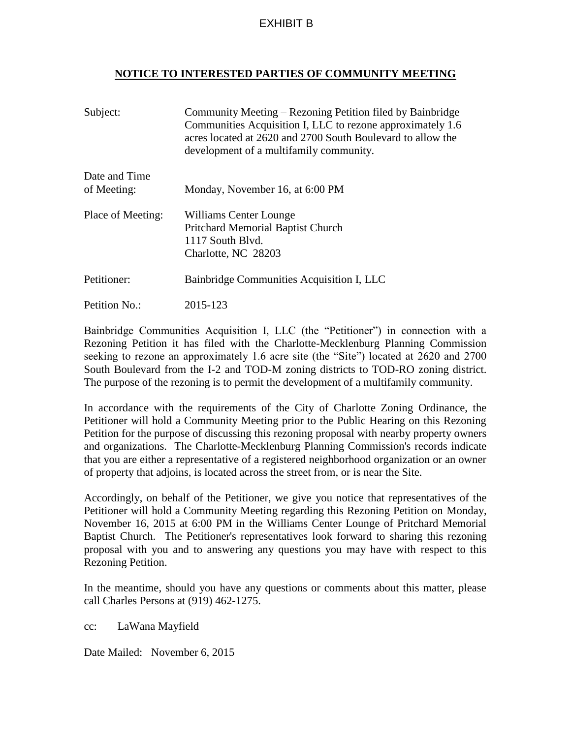EXHIBIT B

## NOTICE TO INTERESTED PARTIES OF COMMUNITY MEETING

| | |
|---|---|
| Subject: | Community Meeting – Rezoning Petition filed by Bainbridge Communities Acquisition I, LLC to rezone approximately 1.6 acres located at 2620 and 2700 South Boulevard to allow the development of a multifamily community. |
| Date and Time of Meeting: | Monday, November 16, at 6:00 PM |
| Place of Meeting: | Williams Center Lounge<br>Pritchard Memorial Baptist Church<br>1117 South Blvd.<br>Charlotte, NC 28203 |
| Petitioner: | Bainbridge Communities Acquisition I, LLC |
| Petition No.: | 2015-123 |

Bainbridge Communities Acquisition I, LLC (the "Petitioner") in connection with a Rezoning Petition it has filed with the Charlotte-Mecklenburg Planning Commission seeking to rezone an approximately 1.6 acre site (the "Site") located at 2620 and 2700 South Boulevard from the I-2 and TOD-M zoning districts to TOD-RO zoning district. The purpose of the rezoning is to permit the development of a multifamily community.

In accordance with the requirements of the City of Charlotte Zoning Ordinance, the Petitioner will hold a Community Meeting prior to the Public Hearing on this Rezoning Petition for the purpose of discussing this rezoning proposal with nearby property owners and organizations. The Charlotte-Mecklenburg Planning Commission's records indicate that you are either a representative of a registered neighborhood organization or an owner of property that adjoins, is located across the street from, or is near the Site.

Accordingly, on behalf of the Petitioner, we give you notice that representatives of the Petitioner will hold a Community Meeting regarding this Rezoning Petition on Monday, November 16, 2015 at 6:00 PM in the Williams Center Lounge of Pritchard Memorial Baptist Church. The Petitioner's representatives look forward to sharing this rezoning proposal with you and to answering any questions you may have with respect to this Rezoning Petition.

In the meantime, should you have any questions or comments about this matter, please call Charles Persons at (919) 462-1275.

cc: LaWana Mayfield

Date Mailed: November 6, 2015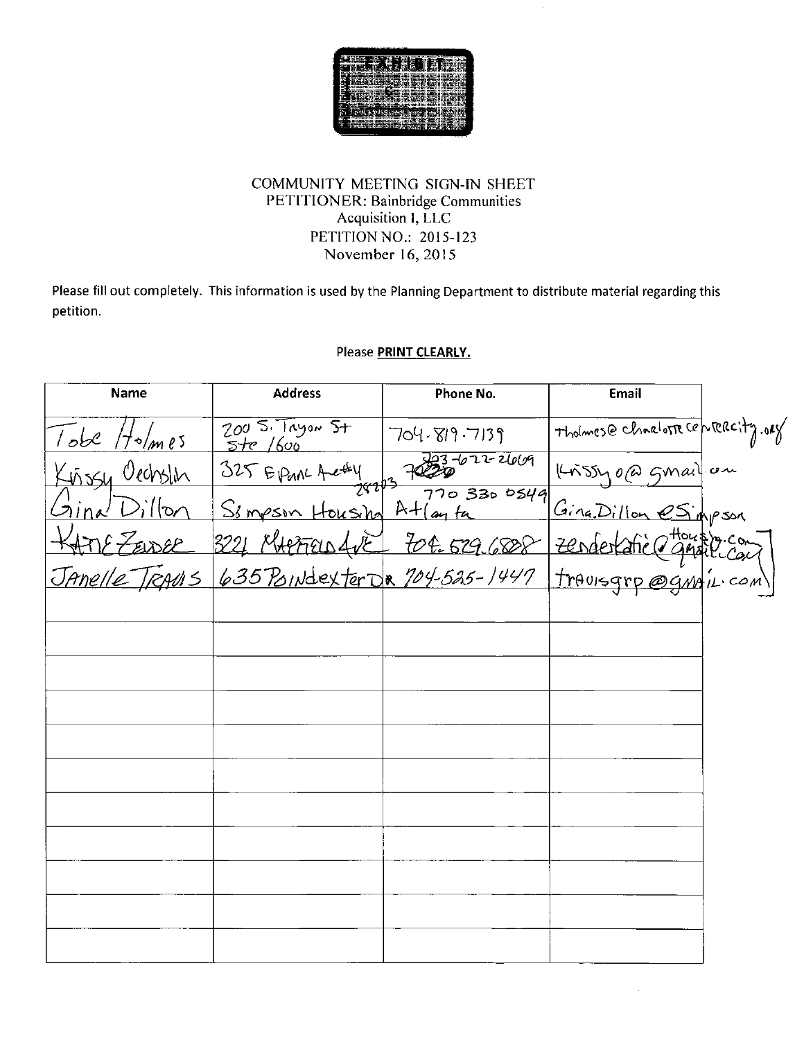EXHIBIT
6

COMMUNITY MEETING SIGN-IN SHEET
PETITIONER: Bainbridge Communities Acquisition I, LLC
PETITION NO.: 2015-123
November 16, 2015

Please fill out completely. This information is used by the Planning Department to distribute material regarding this petition.

Please **PRINT CLEARLY.**

| Name | Address | Phone No. | Email |
|---|---|---|---|
| Tobe Holmes | 200 S. Tryon St Ste 1600 | 704.819.7139 | tholmes@charlottecentercity.org |
| Krissy Oechslin | 325 E Park Ave #4 28203 | 703-622-2669 | krissyo@gmail.com |
| Gina Dillon | Simpson Housing Atlanta | 770 330 0549 | Gina.Dillon@SimpsonHousing.com |
| Katie Zender | 3221 Mayfield Ave | 704.579.6808 | zenderkatie@gmail.com |
| Janelle Travis | 635 Poindexter Dr | 704-525-1447 | travisgrp@gmail.com |
| | | | |
| | | | |
| | | | |
| | | | |
| | | | |
| | | | |
| | | | |
| | | | |
| | | | |
| | | | |
| | | | |